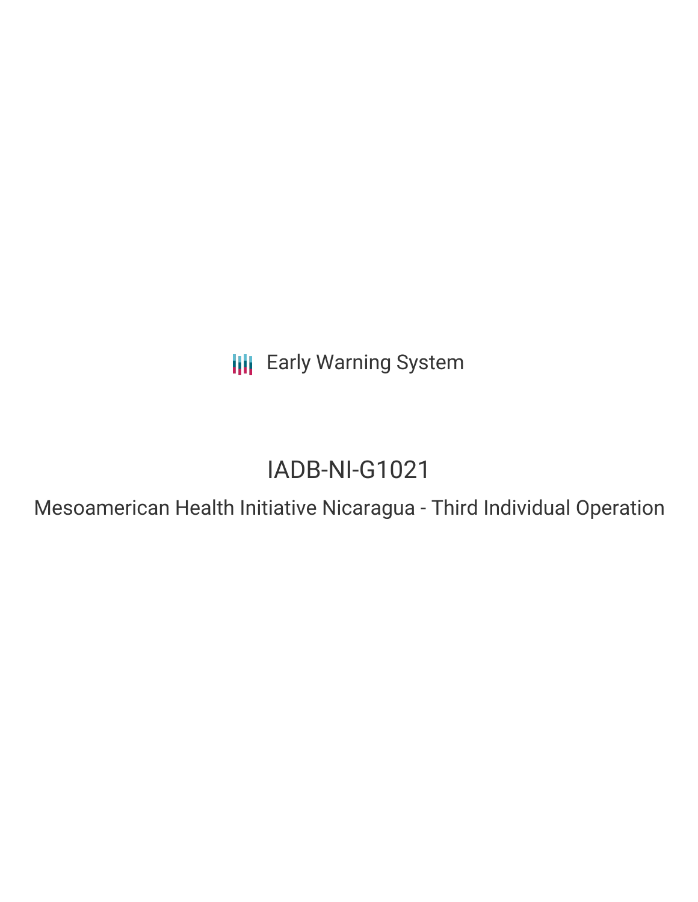Early Warning System

# IADB-NI-G1021

## Mesoamerican Health Initiative Nicaragua - Third Individual Operation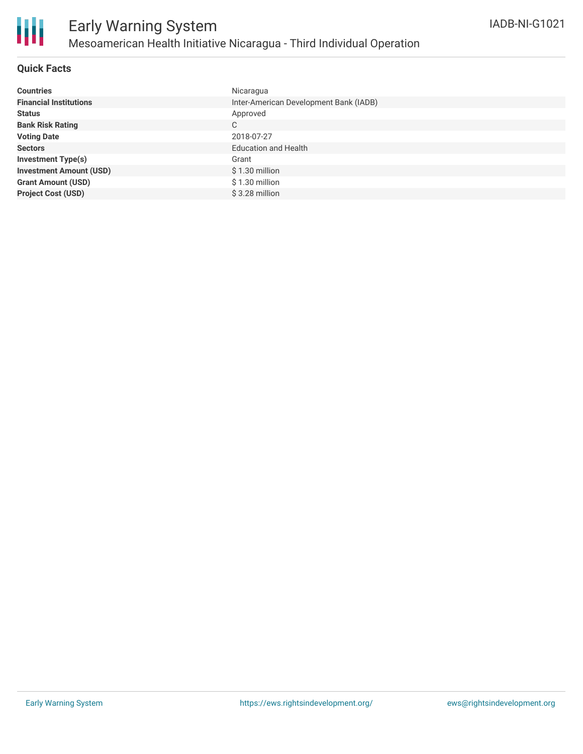# Early Warning System

## Mesoamerican Health Initiative Nicaragua - Third Individual Operation

IADB-NI-G1021

### Quick Facts

| | |
|---|---|
| **Countries** | Nicaragua |
| **Financial Institutions** | Inter-American Development Bank (IADB) |
| **Status** | Approved |
| **Bank Risk Rating** | C |
| **Voting Date** | 2018-07-27 |
| **Sectors** | Education and Health |
| **Investment Type(s)** | Grant |
| **Investment Amount (USD)** | $ 1.30 million |
| **Grant Amount (USD)** | $ 1.30 million |
| **Project Cost (USD)** | $ 3.28 million |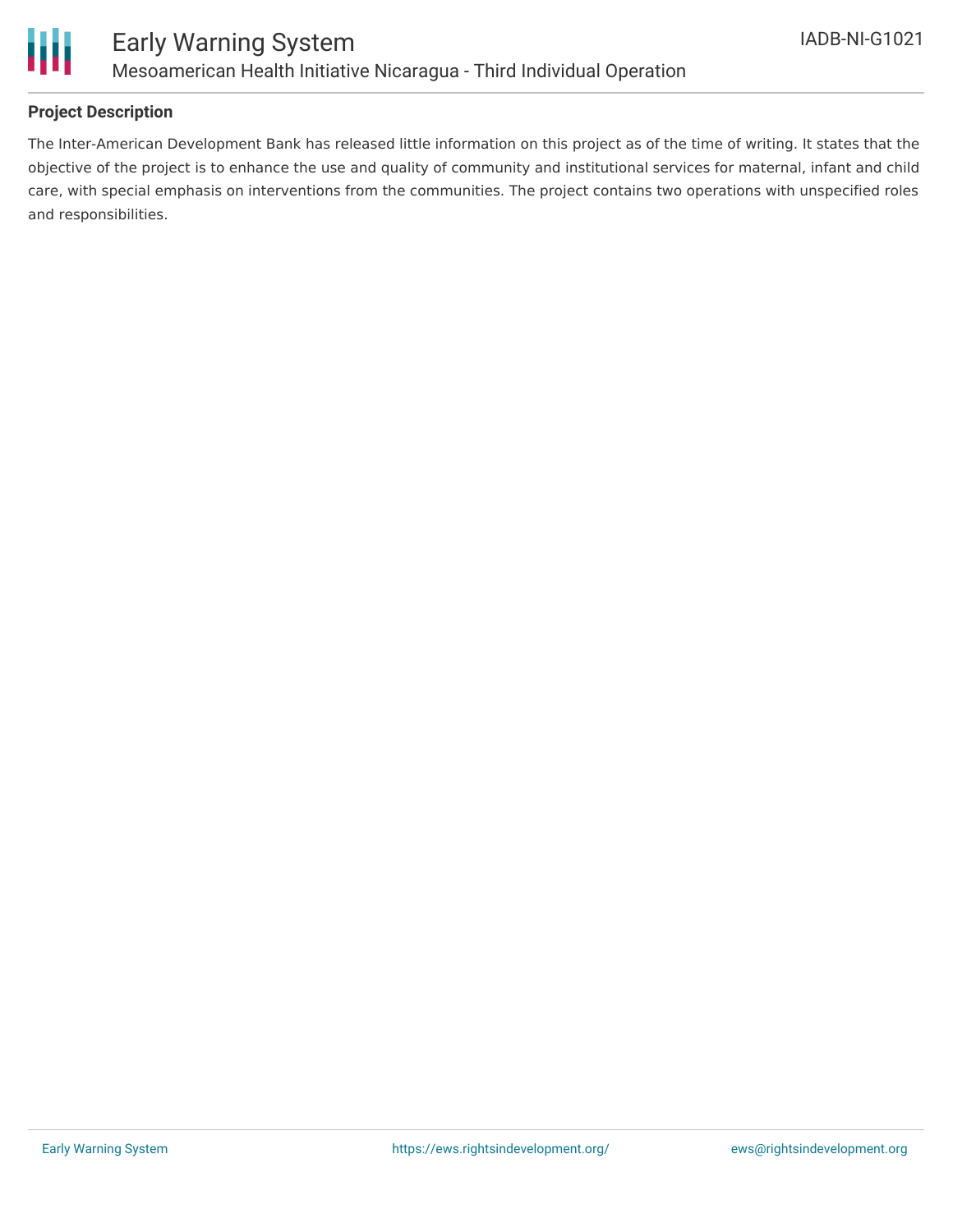## Project Description

The Inter-American Development Bank has released little information on this project as of the time of writing. It states that the objective of the project is to enhance the use and quality of community and institutional services for maternal, infant and child care, with special emphasis on interventions from the communities. The project contains two operations with unspecified roles and responsibilities.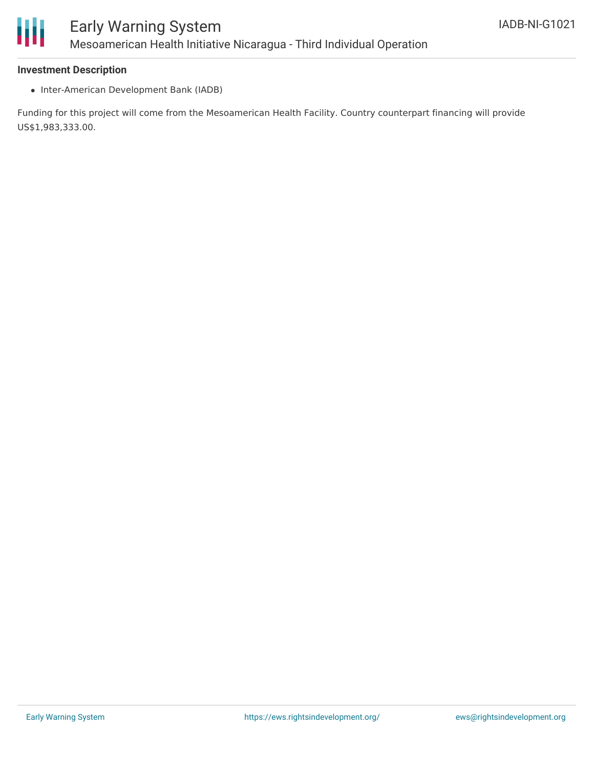**Investment Description**

- Inter-American Development Bank (IADB)

Funding for this project will come from the Mesoamerican Health Facility. Country counterpart financing will provide US$1,983,333.00.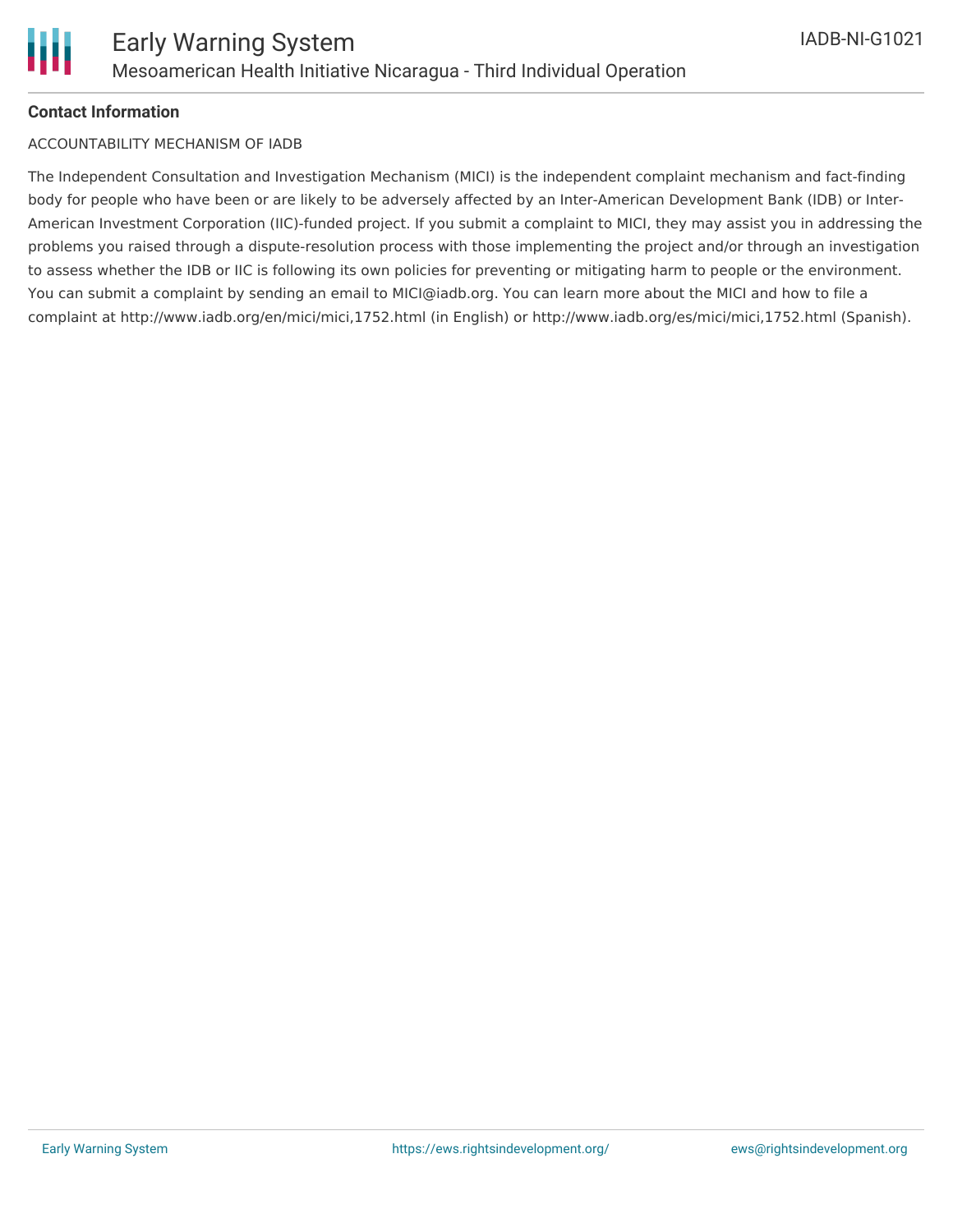**Contact Information**

ACCOUNTABILITY MECHANISM OF IADB

The Independent Consultation and Investigation Mechanism (MICI) is the independent complaint mechanism and fact-finding body for people who have been or are likely to be adversely affected by an Inter-American Development Bank (IDB) or Inter-American Investment Corporation (IIC)-funded project. If you submit a complaint to MICI, they may assist you in addressing the problems you raised through a dispute-resolution process with those implementing the project and/or through an investigation to assess whether the IDB or IIC is following its own policies for preventing or mitigating harm to people or the environment. You can submit a complaint by sending an email to MICI@iadb.org. You can learn more about the MICI and how to file a complaint at http://www.iadb.org/en/mici/mici,1752.html (in English) or http://www.iadb.org/es/mici/mici,1752.html (Spanish).